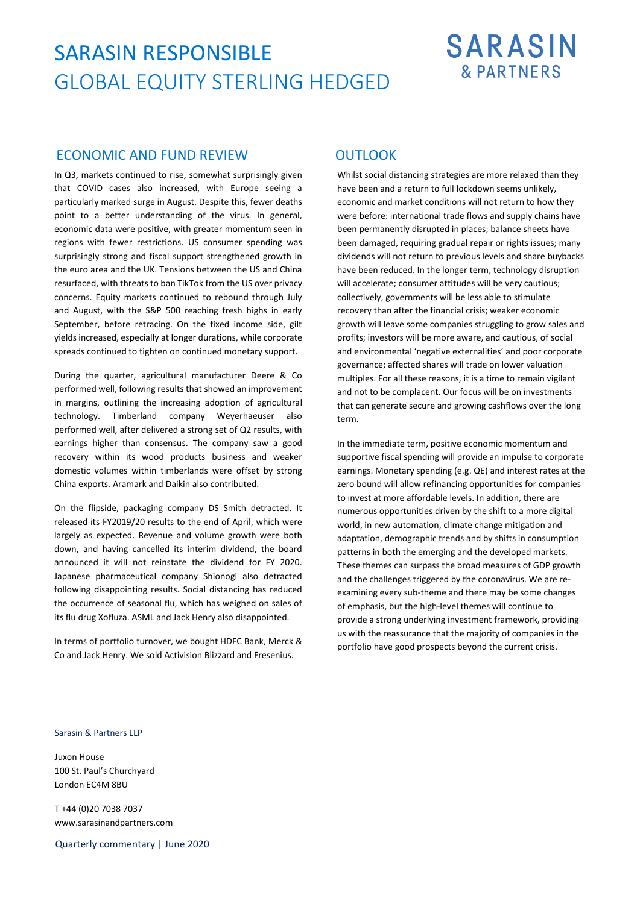# SARASIN RESPONSIBLE GLOBAL EQUITY STERLING HEDGED

SARASIN & PARTNERS

## ECONOMIC AND FUND REVIEW

In Q3, markets continued to rise, somewhat surprisingly given that COVID cases also increased, with Europe seeing a particularly marked surge in August. Despite this, fewer deaths point to a better understanding of the virus. In general, economic data were positive, with greater momentum seen in regions with fewer restrictions. US consumer spending was surprisingly strong and fiscal support strengthened growth in the euro area and the UK. Tensions between the US and China resurfaced, with threats to ban TikTok from the US over privacy concerns. Equity markets continued to rebound through July and August, with the S&P 500 reaching fresh highs in early September, before retracing. On the fixed income side, gilt yields increased, especially at longer durations, while corporate spreads continued to tighten on continued monetary support.

During the quarter, agricultural manufacturer Deere & Co performed well, following results that showed an improvement in margins, outlining the increasing adoption of agricultural technology. Timberland company Weyerhaeuser also performed well, after delivered a strong set of Q2 results, with earnings higher than consensus. The company saw a good recovery within its wood products business and weaker domestic volumes within timberlands were offset by strong China exports. Aramark and Daikin also contributed.

On the flipside, packaging company DS Smith detracted. It released its FY2019/20 results to the end of April, which were largely as expected. Revenue and volume growth were both down, and having cancelled its interim dividend, the board announced it will not reinstate the dividend for FY 2020. Japanese pharmaceutical company Shionogi also detracted following disappointing results. Social distancing has reduced the occurrence of seasonal flu, which has weighed on sales of its flu drug Xofluza. ASML and Jack Henry also disappointed.

In terms of portfolio turnover, we bought HDFC Bank, Merck & Co and Jack Henry. We sold Activision Blizzard and Fresenius.

## OUTLOOK

Whilst social distancing strategies are more relaxed than they have been and a return to full lockdown seems unlikely, economic and market conditions will not return to how they were before: international trade flows and supply chains have been permanently disrupted in places; balance sheets have been damaged, requiring gradual repair or rights issues; many dividends will not return to previous levels and share buybacks have been reduced. In the longer term, technology disruption will accelerate; consumer attitudes will be very cautious; collectively, governments will be less able to stimulate recovery than after the financial crisis; weaker economic growth will leave some companies struggling to grow sales and profits; investors will be more aware, and cautious, of social and environmental 'negative externalities' and poor corporate governance; affected shares will trade on lower valuation multiples. For all these reasons, it is a time to remain vigilant and not to be complacent. Our focus will be on investments that can generate secure and growing cashflows over the long term.

In the immediate term, positive economic momentum and supportive fiscal spending will provide an impulse to corporate earnings. Monetary spending (e.g. QE) and interest rates at the zero bound will allow refinancing opportunities for companies to invest at more affordable levels. In addition, there are numerous opportunities driven by the shift to a more digital world, in new automation, climate change mitigation and adaptation, demographic trends and by shifts in consumption patterns in both the emerging and the developed markets. These themes can surpass the broad measures of GDP growth and the challenges triggered by the coronavirus. We are re-examining every sub-theme and there may be some changes of emphasis, but the high-level themes will continue to provide a strong underlying investment framework, providing us with the reassurance that the majority of companies in the portfolio have good prospects beyond the current crisis.

Sarasin & Partners LLP

Juxon House
100 St. Paul's Churchyard
London EC4M 8BU

T +44 (0)20 7038 7037
www.sarasinandpartners.com

Quarterly commentary | June 2020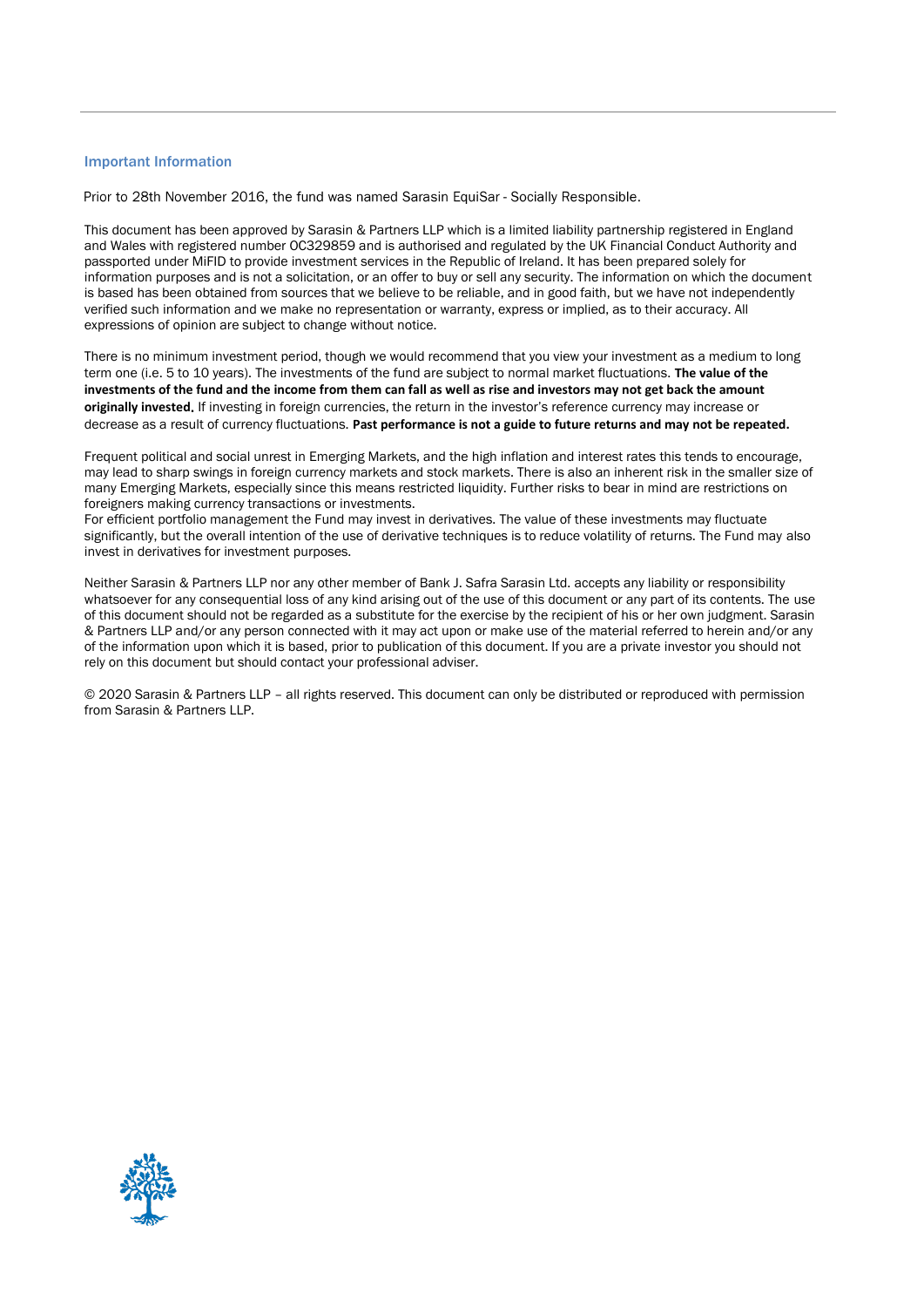## Important Information

Prior to 28th November 2016, the fund was named Sarasin EquiSar - Socially Responsible.

This document has been approved by Sarasin & Partners LLP which is a limited liability partnership registered in England and Wales with registered number OC329859 and is authorised and regulated by the UK Financial Conduct Authority and passported under MiFID to provide investment services in the Republic of Ireland. It has been prepared solely for information purposes and is not a solicitation, or an offer to buy or sell any security. The information on which the document is based has been obtained from sources that we believe to be reliable, and in good faith, but we have not independently verified such information and we make no representation or warranty, express or implied, as to their accuracy. All expressions of opinion are subject to change without notice.

There is no minimum investment period, though we would recommend that you view your investment as a medium to long term one (i.e. 5 to 10 years). The investments of the fund are subject to normal market fluctuations. **The value of the investments of the fund and the income from them can fall as well as rise and investors may not get back the amount originally invested.** If investing in foreign currencies, the return in the investor's reference currency may increase or decrease as a result of currency fluctuations. **Past performance is not a guide to future returns and may not be repeated.**

Frequent political and social unrest in Emerging Markets, and the high inflation and interest rates this tends to encourage, may lead to sharp swings in foreign currency markets and stock markets. There is also an inherent risk in the smaller size of many Emerging Markets, especially since this means restricted liquidity. Further risks to bear in mind are restrictions on foreigners making currency transactions or investments.
For efficient portfolio management the Fund may invest in derivatives. The value of these investments may fluctuate significantly, but the overall intention of the use of derivative techniques is to reduce volatility of returns. The Fund may also invest in derivatives for investment purposes.

Neither Sarasin & Partners LLP nor any other member of Bank J. Safra Sarasin Ltd. accepts any liability or responsibility whatsoever for any consequential loss of any kind arising out of the use of this document or any part of its contents. The use of this document should not be regarded as a substitute for the exercise by the recipient of his or her own judgment. Sarasin & Partners LLP and/or any person connected with it may act upon or make use of the material referred to herein and/or any of the information upon which it is based, prior to publication of this document. If you are a private investor you should not rely on this document but should contact your professional adviser.

© 2020 Sarasin & Partners LLP – all rights reserved. This document can only be distributed or reproduced with permission from Sarasin & Partners LLP.